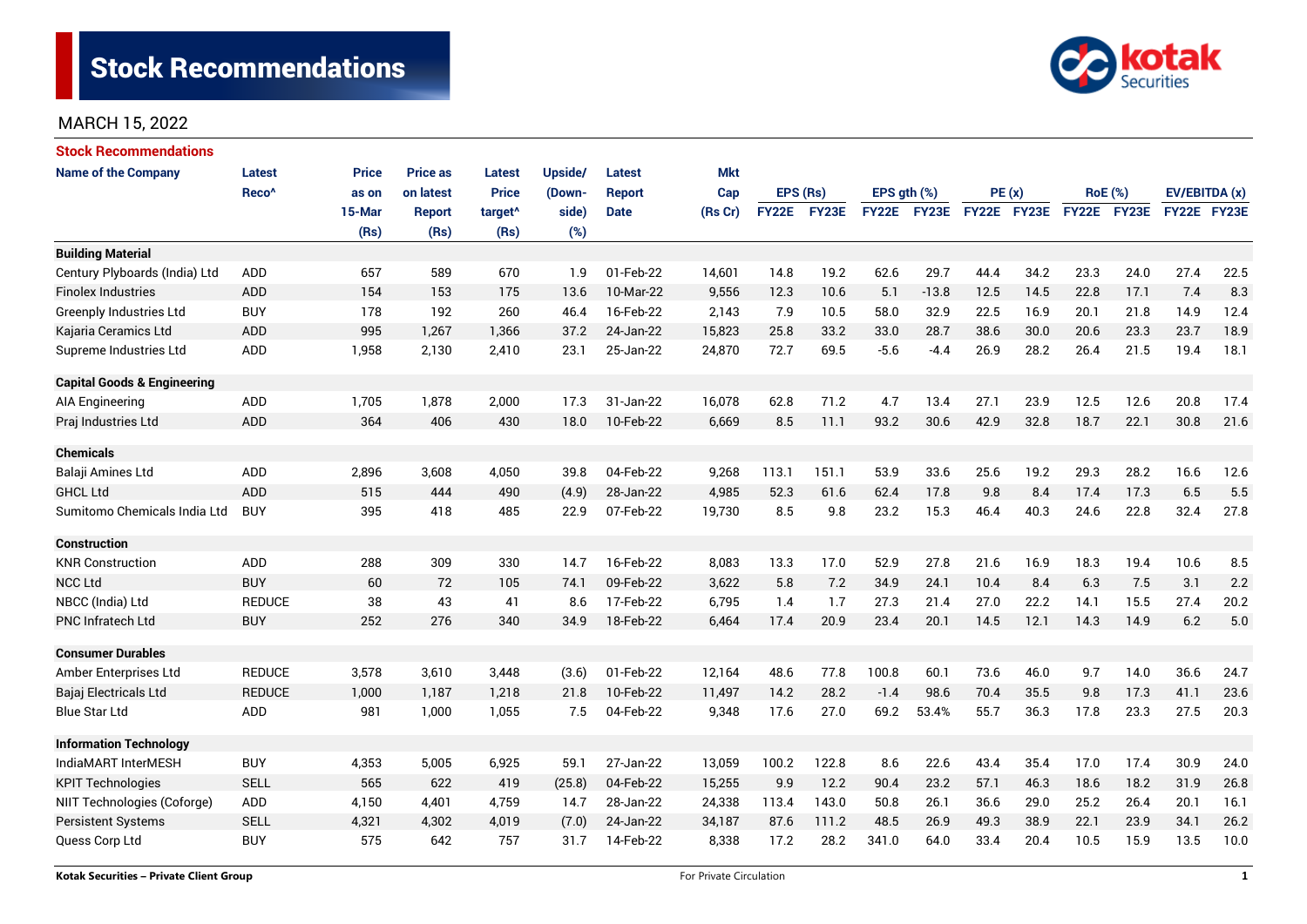# Stock Recommendations

MARCH 15, 2022

## Stock Recommendations

| Name of the Company | Latest Reco^ | Price as on 15-Mar (Rs) | Price as on latest Report (Rs) | Latest Price target^ (Rs) | Upside/ (Down-side) (%) | Latest Report Date | Mkt Cap (Rs Cr) | EPS (Rs) | | EPS gth (%) | | PE (x) | | RoE (%) | | EV/EBITDA (x) | |
|---|---|---|---|---|---|---|---|---|---|---|---|---|---|---|---|---|---|
| | | | | | | | | FY22E | FY23E | FY22E | FY23E | FY22E | FY23E | FY22E | FY23E | FY22E | FY23E |
| **Building Material** | | | | | | | | | | | | | | | | | |
| Century Plyboards (India) Ltd | ADD | 657 | 589 | 670 | 1.9 | 01-Feb-22 | 14,601 | 14.8 | 19.2 | 62.6 | 29.7 | 44.4 | 34.2 | 23.3 | 24.0 | 27.4 | 22.5 |
| Finolex Industries | ADD | 154 | 153 | 175 | 13.6 | 10-Mar-22 | 9,556 | 12.3 | 10.6 | 5.1 | -13.8 | 12.5 | 14.5 | 22.8 | 17.1 | 7.4 | 8.3 |
| Greenply Industries Ltd | BUY | 178 | 192 | 260 | 46.4 | 16-Feb-22 | 2,143 | 7.9 | 10.5 | 58.0 | 32.9 | 22.5 | 16.9 | 20.1 | 21.8 | 14.9 | 12.4 |
| Kajaria Ceramics Ltd | ADD | 995 | 1,267 | 1,366 | 37.2 | 24-Jan-22 | 15,823 | 25.8 | 33.2 | 33.0 | 28.7 | 38.6 | 30.0 | 20.6 | 23.3 | 23.7 | 18.9 |
| Supreme Industries Ltd | ADD | 1,958 | 2,130 | 2,410 | 23.1 | 25-Jan-22 | 24,870 | 72.7 | 69.5 | -5.6 | -4.4 | 26.9 | 28.2 | 26.4 | 21.5 | 19.4 | 18.1 |
| **Capital Goods & Engineering** | | | | | | | | | | | | | | | | | |
| AIA Engineering | ADD | 1,705 | 1,878 | 2,000 | 17.3 | 31-Jan-22 | 16,078 | 62.8 | 71.2 | 4.7 | 13.4 | 27.1 | 23.9 | 12.5 | 12.6 | 20.8 | 17.4 |
| Praj Industries Ltd | ADD | 364 | 406 | 430 | 18.0 | 10-Feb-22 | 6,669 | 8.5 | 11.1 | 93.2 | 30.6 | 42.9 | 32.8 | 18.7 | 22.1 | 30.8 | 21.6 |
| **Chemicals** | | | | | | | | | | | | | | | | | |
| Balaji Amines Ltd | ADD | 2,896 | 3,608 | 4,050 | 39.8 | 04-Feb-22 | 9,268 | 113.1 | 151.1 | 53.9 | 33.6 | 25.6 | 19.2 | 29.3 | 28.2 | 16.6 | 12.6 |
| GHCL Ltd | ADD | 515 | 444 | 490 | (4.9) | 28-Jan-22 | 4,985 | 52.3 | 61.6 | 62.4 | 17.8 | 9.8 | 8.4 | 17.4 | 17.3 | 6.5 | 5.5 |
| Sumitomo Chemicals India Ltd | BUY | 395 | 418 | 485 | 22.9 | 07-Feb-22 | 19,730 | 8.5 | 9.8 | 23.2 | 15.3 | 46.4 | 40.3 | 24.6 | 22.8 | 32.4 | 27.8 |
| **Construction** | | | | | | | | | | | | | | | | | |
| KNR Construction | ADD | 288 | 309 | 330 | 14.7 | 16-Feb-22 | 8,083 | 13.3 | 17.0 | 52.9 | 27.8 | 21.6 | 16.9 | 18.3 | 19.4 | 10.6 | 8.5 |
| NCC Ltd | BUY | 60 | 72 | 105 | 74.1 | 09-Feb-22 | 3,622 | 5.8 | 7.2 | 34.9 | 24.1 | 10.4 | 8.4 | 6.3 | 7.5 | 3.1 | 2.2 |
| NBCC (India) Ltd | REDUCE | 38 | 43 | 41 | 8.6 | 17-Feb-22 | 6,795 | 1.4 | 1.7 | 27.3 | 21.4 | 27.0 | 22.2 | 14.1 | 15.5 | 27.4 | 20.2 |
| PNC Infratech Ltd | BUY | 252 | 276 | 340 | 34.9 | 18-Feb-22 | 6,464 | 17.4 | 20.9 | 23.4 | 20.1 | 14.5 | 12.1 | 14.3 | 14.9 | 6.2 | 5.0 |
| **Consumer Durables** | | | | | | | | | | | | | | | | | |
| Amber Enterprises Ltd | REDUCE | 3,578 | 3,610 | 3,448 | (3.6) | 01-Feb-22 | 12,164 | 48.6 | 77.8 | 100.8 | 60.1 | 73.6 | 46.0 | 9.7 | 14.0 | 36.6 | 24.7 |
| Bajaj Electricals Ltd | REDUCE | 1,000 | 1,187 | 1,218 | 21.8 | 10-Feb-22 | 11,497 | 14.2 | 28.2 | -1.4 | 98.6 | 70.4 | 35.5 | 9.8 | 17.3 | 41.1 | 23.6 |
| Blue Star Ltd | ADD | 981 | 1,000 | 1,055 | 7.5 | 04-Feb-22 | 9,348 | 17.6 | 27.0 | 69.2 | 53.4% | 55.7 | 36.3 | 17.8 | 23.3 | 27.5 | 20.3 |
| **Information Technology** | | | | | | | | | | | | | | | | | |
| IndiaMART InterMESH | BUY | 4,353 | 5,005 | 6,925 | 59.1 | 27-Jan-22 | 13,059 | 100.2 | 122.8 | 8.6 | 22.6 | 43.4 | 35.4 | 17.0 | 17.4 | 30.9 | 24.0 |
| KPIT Technologies | SELL | 565 | 622 | 419 | (25.8) | 04-Feb-22 | 15,255 | 9.9 | 12.2 | 90.4 | 23.2 | 57.1 | 46.3 | 18.6 | 18.2 | 31.9 | 26.8 |
| NIIT Technologies (Coforge) | ADD | 4,150 | 4,401 | 4,759 | 14.7 | 28-Jan-22 | 24,338 | 113.4 | 143.0 | 50.8 | 26.1 | 36.6 | 29.0 | 25.2 | 26.4 | 20.1 | 16.1 |
| Persistent Systems | SELL | 4,321 | 4,302 | 4,019 | (7.0) | 24-Jan-22 | 34,187 | 87.6 | 111.2 | 48.5 | 26.9 | 49.3 | 38.9 | 22.1 | 23.9 | 34.1 | 26.2 |
| Quess Corp Ltd | BUY | 575 | 642 | 757 | 31.7 | 14-Feb-22 | 8,338 | 17.2 | 28.2 | 341.0 | 64.0 | 33.4 | 20.4 | 10.5 | 15.9 | 13.5 | 10.0 |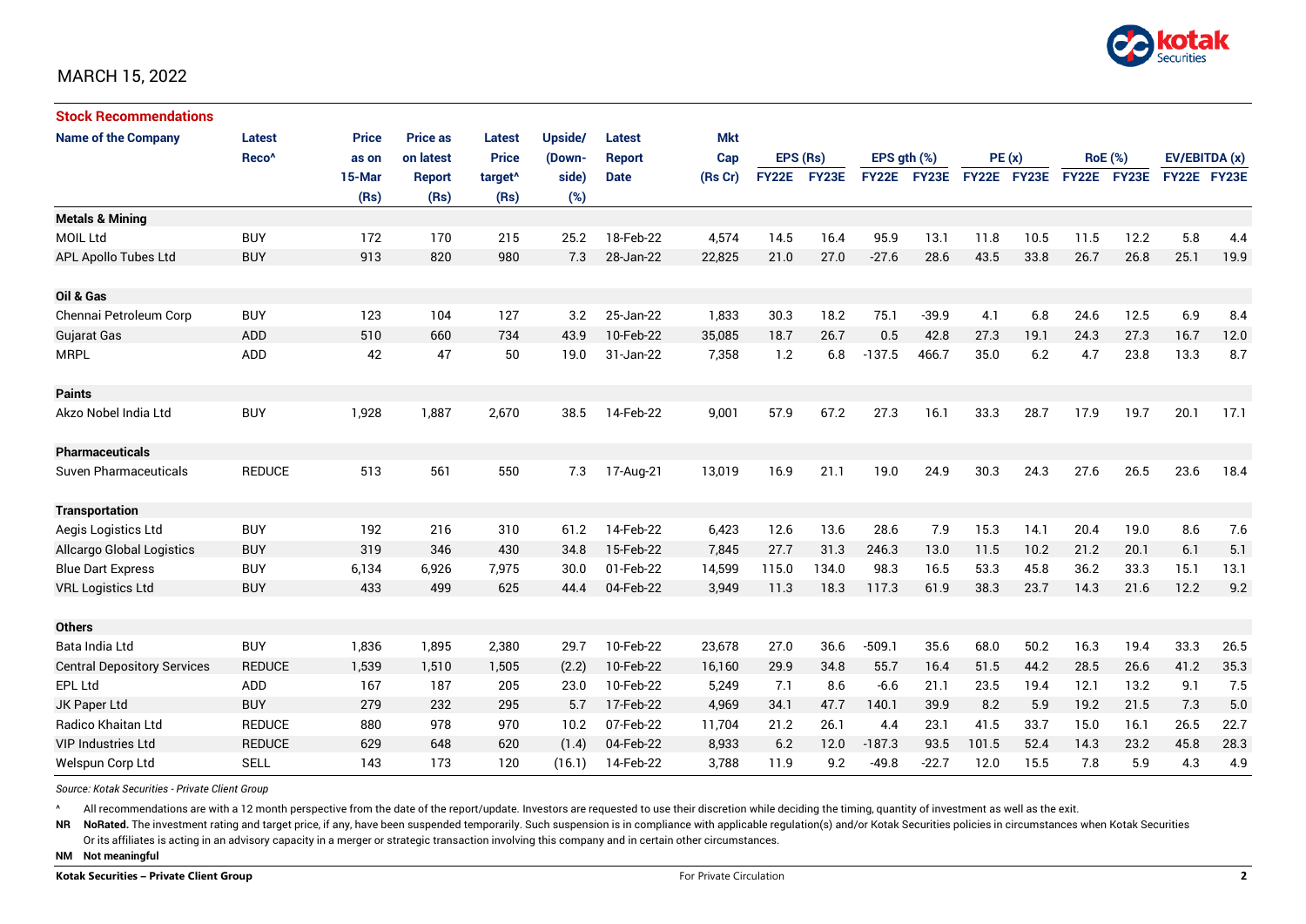MARCH 15, 2022

**Stock Recommendations**

| Name of the Company | Latest Reco^ | Price as on 15-Mar (Rs) | Price as on latest Report (Rs) | Latest Price target^ (Rs) | Upside/ (Down-side) (%) | Latest Report Date | Mkt Cap (Rs Cr) | EPS (Rs) | | EPS gth (%) | | PE (x) | | RoE (%) | | EV/EBITDA (x) | |
|---|---|---|---|---|---|---|---|---|---|---|---|---|---|---|---|---|---|
| | | | | | | | | FY22E | FY23E | FY22E | FY23E | FY22E | FY23E | FY22E | FY23E | FY22E | FY23E |
| **Metals & Mining** | | | | | | | | | | | | | | | | | |
| MOIL Ltd | BUY | 172 | 170 | 215 | 25.2 | 18-Feb-22 | 4,574 | 14.5 | 16.4 | 95.9 | 13.1 | 11.8 | 10.5 | 11.5 | 12.2 | 5.8 | 4.4 |
| APL Apollo Tubes Ltd | BUY | 913 | 820 | 980 | 7.3 | 28-Jan-22 | 22,825 | 21.0 | 27.0 | -27.6 | 28.6 | 43.5 | 33.8 | 26.7 | 26.8 | 25.1 | 19.9 |
| **Oil & Gas** | | | | | | | | | | | | | | | | | |
| Chennai Petroleum Corp | BUY | 123 | 104 | 127 | 3.2 | 25-Jan-22 | 1,833 | 30.3 | 18.2 | 75.1 | -39.9 | 4.1 | 6.8 | 24.6 | 12.5 | 6.9 | 8.4 |
| Gujarat Gas | ADD | 510 | 660 | 734 | 43.9 | 10-Feb-22 | 35,085 | 18.7 | 26.7 | 0.5 | 42.8 | 27.3 | 19.1 | 24.3 | 27.3 | 16.7 | 12.0 |
| MRPL | ADD | 42 | 47 | 50 | 19.0 | 31-Jan-22 | 7,358 | 1.2 | 6.8 | -137.5 | 466.7 | 35.0 | 6.2 | 4.7 | 23.8 | 13.3 | 8.7 |
| **Paints** | | | | | | | | | | | | | | | | | |
| Akzo Nobel India Ltd | BUY | 1,928 | 1,887 | 2,670 | 38.5 | 14-Feb-22 | 9,001 | 57.9 | 67.2 | 27.3 | 16.1 | 33.3 | 28.7 | 17.9 | 19.7 | 20.1 | 17.1 |
| **Pharmaceuticals** | | | | | | | | | | | | | | | | | |
| Suven Pharmaceuticals | REDUCE | 513 | 561 | 550 | 7.3 | 17-Aug-21 | 13,019 | 16.9 | 21.1 | 19.0 | 24.9 | 30.3 | 24.3 | 27.6 | 26.5 | 23.6 | 18.4 |
| **Transportation** | | | | | | | | | | | | | | | | | |
| Aegis Logistics Ltd | BUY | 192 | 216 | 310 | 61.2 | 14-Feb-22 | 6,423 | 12.6 | 13.6 | 28.6 | 7.9 | 15.3 | 14.1 | 20.4 | 19.0 | 8.6 | 7.6 |
| Allcargo Global Logistics | BUY | 319 | 346 | 430 | 34.8 | 15-Feb-22 | 7,845 | 27.7 | 31.3 | 246.3 | 13.0 | 11.5 | 10.2 | 21.2 | 20.1 | 6.1 | 5.1 |
| Blue Dart Express | BUY | 6,134 | 6,926 | 7,975 | 30.0 | 01-Feb-22 | 14,599 | 115.0 | 134.0 | 98.3 | 16.5 | 53.3 | 45.8 | 36.2 | 33.3 | 15.1 | 13.1 |
| VRL Logistics Ltd | BUY | 433 | 499 | 625 | 44.4 | 04-Feb-22 | 3,949 | 11.3 | 18.3 | 117.3 | 61.9 | 38.3 | 23.7 | 14.3 | 21.6 | 12.2 | 9.2 |
| **Others** | | | | | | | | | | | | | | | | | |
| Bata India Ltd | BUY | 1,836 | 1,895 | 2,380 | 29.7 | 10-Feb-22 | 23,678 | 27.0 | 36.6 | -509.1 | 35.6 | 68.0 | 50.2 | 16.3 | 19.4 | 33.3 | 26.5 |
| Central Depository Services | REDUCE | 1,539 | 1,510 | 1,505 | (2.2) | 10-Feb-22 | 16,160 | 29.9 | 34.8 | 55.7 | 16.4 | 51.5 | 44.2 | 28.5 | 26.6 | 41.2 | 35.3 |
| EPL Ltd | ADD | 167 | 187 | 205 | 23.0 | 10-Feb-22 | 5,249 | 7.1 | 8.6 | -6.6 | 21.1 | 23.5 | 19.4 | 12.1 | 13.2 | 9.1 | 7.5 |
| JK Paper Ltd | BUY | 279 | 232 | 295 | 5.7 | 17-Feb-22 | 4,969 | 34.1 | 47.7 | 140.1 | 39.9 | 8.2 | 5.9 | 19.2 | 21.5 | 7.3 | 5.0 |
| Radico Khaitan Ltd | REDUCE | 880 | 978 | 970 | 10.2 | 07-Feb-22 | 11,704 | 21.2 | 26.1 | 4.4 | 23.1 | 41.5 | 33.7 | 15.0 | 16.1 | 26.5 | 22.7 |
| VIP Industries Ltd | REDUCE | 629 | 648 | 620 | (1.4) | 04-Feb-22 | 8,933 | 6.2 | 12.0 | -187.3 | 93.5 | 101.5 | 52.4 | 14.3 | 23.2 | 45.8 | 28.3 |
| Welspun Corp Ltd | SELL | 143 | 173 | 120 | (16.1) | 14-Feb-22 | 3,788 | 11.9 | 9.2 | -49.8 | -22.7 | 12.0 | 15.5 | 7.8 | 5.9 | 4.3 | 4.9 |

*Source: Kotak Securities - Private Client Group*

^ All recommendations are with a 12 month perspective from the date of the report/update. Investors are requested to use their discretion while deciding the timing, quantity of investment as well as the exit.

**NR** **NoRated.** The investment rating and target price, if any, have been suspended temporarily. Such suspension is in compliance with applicable regulation(s) and/or Kotak Securities policies in circumstances when Kotak Securities Or its affiliates is acting in an advisory capacity in a merger or strategic transaction involving this company and in certain other circumstances.

**NM** **Not meaningful**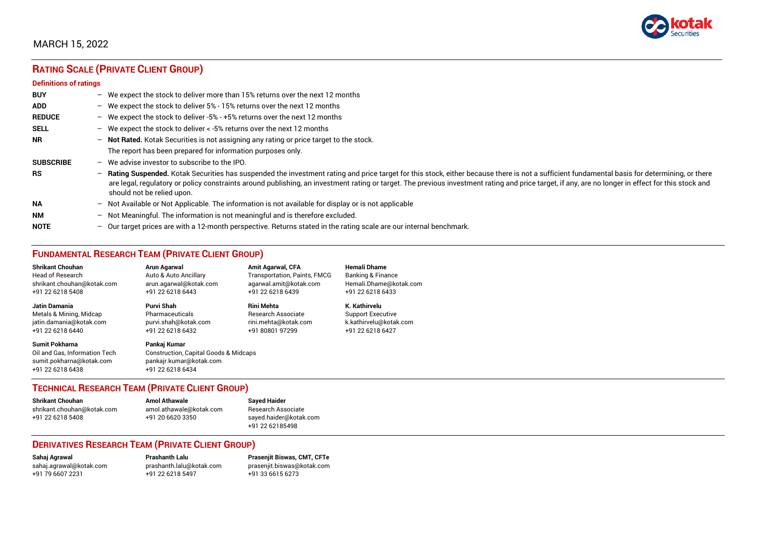MARCH 15, 2022

## RATING SCALE (PRIVATE CLIENT GROUP)

### Definitions of ratings

| | |
|---|---|
| **BUY** | – We expect the stock to deliver more than 15% returns over the next 12 months |
| **ADD** | – We expect the stock to deliver 5% - 15% returns over the next 12 months |
| **REDUCE** | – We expect the stock to deliver -5% - +5% returns over the next 12 months |
| **SELL** | – We expect the stock to deliver < -5% returns over the next 12 months |
| **NR** | – **Not Rated.** Kotak Securities is not assigning any rating or price target to the stock. The report has been prepared for information purposes only. |
| **SUBSCRIBE** | – We advise investor to subscribe to the IPO. |
| **RS** | – **Rating Suspended.** Kotak Securities has suspended the investment rating and price target for this stock, either because there is not a sufficient fundamental basis for determining, or there are legal, regulatory or policy constraints around publishing, an investment rating or target. The previous investment rating and price target, if any, are no longer in effect for this stock and should not be relied upon. |
| **NA** | – Not Available or Not Applicable. The information is not available for display or is not applicable |
| **NM** | – Not Meaningful. The information is not meaningful and is therefore excluded. |
| **NOTE** | – Our target prices are with a 12-month perspective. Returns stated in the rating scale are our internal benchmark. |

## FUNDAMENTAL RESEARCH TEAM (PRIVATE CLIENT GROUP)

**Shrikant Chouhan**
Head of Research
shrikant.chouhan@kotak.com
+91 22 6218 5408

**Arun Agarwal**
Auto & Auto Ancillary
arun.agarwal@kotak.com
+91 22 6218 6443

**Amit Agarwal, CFA**
Transportation, Paints, FMCG
agarwal.amit@kotak.com
+91 22 6218 6439

**Hemali Dhame**
Banking & Finance
Hemali.Dhame@kotak.com
+91 22 6218 6433

**Jatin Damania**
Metals & Mining, Midcap
jatin.damania@kotak.com
+91 22 6218 6440

**Purvi Shah**
Pharmaceuticals
purvi.shah@kotak.com
+91 22 6218 6432

**Rini Mehta**
Research Associate
rini.mehta@kotak.com
+91 80801 97299

**K. Kathirvelu**
Support Executive
k.kathirvelu@kotak.com
+91 22 6218 6427

**Sumit Pokharna**
Oil and Gas, Information Tech
sumit.pokharna@kotak.com
+91 22 6218 6438

**Pankaj Kumar**
Construction, Capital Goods & Midcaps
pankajr.kumar@kotak.com
+91 22 6218 6434

## TECHNICAL RESEARCH TEAM (PRIVATE CLIENT GROUP)

**Shrikant Chouhan**
shrikant.chouhan@kotak.com
+91 22 6218 5408

**Amol Athawale**
amol.athawale@kotak.com
+91 20 6620 3350

**Sayed Haider**
Research Associate
sayed.haider@kotak.com
+91 22 62185498

## DERIVATIVES RESEARCH TEAM (PRIVATE CLIENT GROUP)

**Sahaj Agrawal**
sahaj.agrawal@kotak.com
+91 79 6607 2231

**Prashanth Lalu**
prashanth.lalu@kotak.com
+91 22 6218 5497

**Prasenjit Biswas, CMT, CFTe**
prasenjit.biswas@kotak.com
+91 33 6615 6273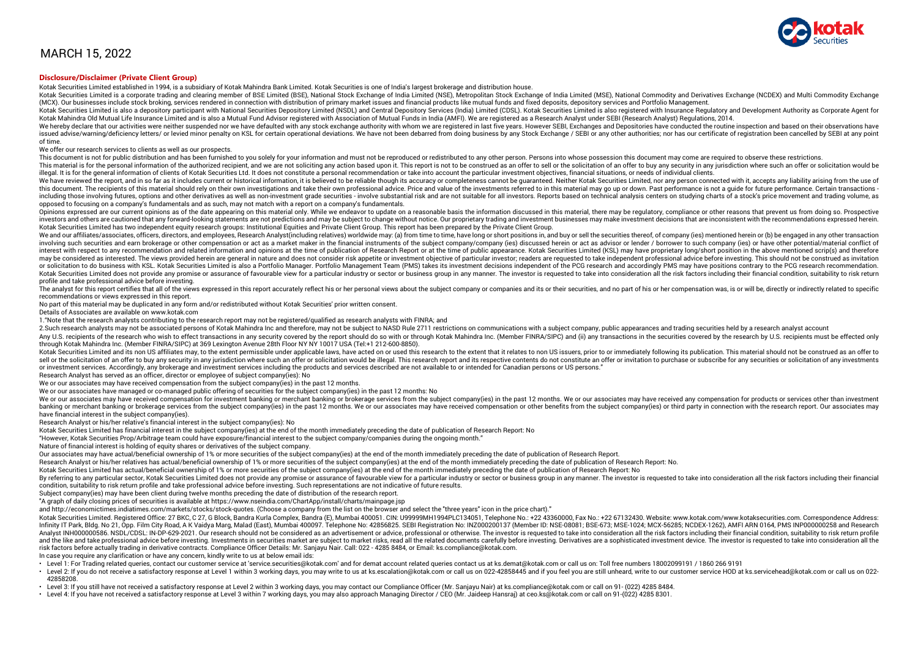MARCH 15, 2022

### Disclosure/Disclaimer (Private Client Group)

Kotak Securities Limited established in 1994, is a subsidiary of Kotak Mahindra Bank Limited. Kotak Securities is one of India's largest brokerage and distribution house.

Kotak Securities Limited is a corporate trading and clearing member of BSE Limited (BSE), National Stock Exchange of India Limited (NSE), Metropolitan Stock Exchange of India Limited (MSE), National Commodity and Derivatives Exchange (NCDEX) and Multi Commodity Exchange (MCX). Our businesses include stock broking, services rendered in connection with distribution of primary market issues and financial products like mutual funds and fixed deposits, depository services and Portfolio Management.

Kotak Securities Limited is also a depository participant with National Securities Depository Limited (NSDL) and Central Depository Services (India) Limited (CDSL). Kotak Securities Limited is also registered with Insurance Regulatory and Development Authority as Corporate Agent for Kotak Mahindra Old Mutual Life Insurance Limited and is also a Mutual Fund Advisor registered with Association of Mutual Funds in India (AMFI). We are registered as a Research Analyst under SEBI (Research Analyst) Regulations, 2014.

We hereby declare that our activities were neither suspended nor we have defaulted with any stock exchange authority with whom we are registered in last five years. However SEBI, Exchanges and Depositories have conducted the routine inspection and based on their observations have issued advise/warning/deficiency letters/ or levied minor penalty on KSL for certain operational deviations. We have not been debarred from doing business by any Stock Exchange / SEBI or any other authorities; nor has our certificate of registration been cancelled by SEBI at any point of time.

We offer our research services to clients as well as our prospects.

This document is not for public distribution and has been furnished to you solely for your information and must not be reproduced or redistributed to any other person. Persons into whose possession this document may come are required to observe these restrictions.

This material is for the personal information of the authorized recipient, and we are not soliciting any action based upon it. This report is not to be construed as an offer to sell or the solicitation of an offer to buy any security in any jurisdiction where such an offer or solicitation would be illegal. It is for the general information of clients of Kotak Securities Ltd. It does not constitute a personal recommendation or take into account the particular investment objectives, financial situations, or needs of individual clients.

We have reviewed the report, and in so far as it includes current or historical information, it is believed to be reliable though its accuracy or completeness cannot be guaranteed. Neither Kotak Securities Limited, nor any person connected with it, accepts any liability arising from the use of this document. The recipients of this material should rely on their own investigations and take their own professional advice. Price and value of the investments referred to in this material may go up or down. Past performance is not a guide for future performance. Certain transactions - including those involving futures, options and other derivatives as well as non-investment grade securities - involve substantial risk and are not suitable for all investors. Reports based on technical analysis centers on studying charts of a stock's price movement and trading volume, as opposed to focusing on a company's fundamentals and as such, may not match with a report on a company's fundamentals.

Opinions expressed are our current opinions as of the date appearing on this material only. While we endeavor to update on a reasonable basis the information discussed in this material, there may be regulatory, compliance or other reasons that prevent us from doing so. Prospective investors and others are cautioned that any forward-looking statements are not predictions and may be subject to change without notice. Our proprietary trading and investment businesses may make investment decisions that are inconsistent with the recommendations expressed herein. Kotak Securities Limited has two independent equity research groups: Institutional Equities and Private Client Group. This report has been prepared by the Private Client Group.

We and our affiliates/associates, officers, directors, and employees, Research Analyst(including relatives) worldwide may: (a) from time to time, have long or short positions in, and buy or sell the securities thereof, of company (ies) mentioned herein or (b) be engaged in any other transaction involving such securities and earn brokerage or other compensation or act as a market maker in the financial instruments of the subject company/company (ies) discussed herein or act as advisor or lender / borrower to such company (ies) or have other potential/material conflict of interest with respect to any recommendation and related information and opinions at the time of publication of Research Report or at the time of public appearance. Kotak Securities Limited (KSL) may have proprietary long/short position in the above mentioned scrip(s) and therefore may be considered as interested. The views provided herein are general in nature and does not consider risk appetite or investment objective of particular investor; readers are requested to take independent professional advice before investing. This should not be construed as invitation or solicitation to do business with KSL. Kotak Securities Limited is also a Portfolio Manager. Portfolio Management Team (PMS) takes its investment decisions independent of the PCG research and accordingly PMS may have positions contrary to the PCG research recommendation. Kotak Securities Limited does not provide any promise or assurance of favourable view for a particular industry or sector or business group in any manner. The investor is requested to take into consideration all the risk factors including their financial condition, suitability to risk return profile and take professional advice before investing.

The analyst for this report certifies that all of the views expressed in this report accurately reflect his or her personal views about the subject company or companies and its or their securities, and no part of his or her compensation was, is or will be, directly or indirectly related to specific recommendations or views expressed in this report.

No part of this material may be duplicated in any form and/or redistributed without Kotak Securities' prior written consent.

Details of Associates are available on www.kotak.com

1."Note that the research analysts contributing to the research report may not be registered/qualified as research analysts with FINRA; and

2.Such research analysts may not be associated persons of Kotak Mahindra Inc and therefore, may not be subject to NASD Rule 2711 restrictions on communications with a subject company, public appearances and trading securities held by a research analyst account

Any U.S. recipients of the research who wish to effect transactions in any security covered by the report should do so with or through Kotak Mahindra Inc. (Member FINRA/SIPC) and (ii) any transactions in the securities covered by the research by U.S. recipients must be effected only through Kotak Mahindra Inc. (Member FINRA/SIPC) at 369 Lexington Avenue 28th Floor NY NY 10017 USA (Tel:+1 212-600-8850).

Kotak Securities Limited and its non US affiliates may, to the extent permissible under applicable laws, have acted on or used this research to the extent that it relates to non US issuers, prior to or immediately following its publication. This material should not be construed as an offer to sell or the solicitation of an offer to buy any security in any jurisdiction where such an offer or solicitation would be illegal. This research report and its respective contents do not constitute an offer or invitation to purchase or subscribe for any securities or solicitation of any investments or investment services. Accordingly, any brokerage and investment services including the products and services described are not available to or intended for Canadian persons or US persons."

Research Analyst has served as an officer, director or employee of subject company(ies): No

We or our associates may have received compensation from the subject company(ies) in the past 12 months.

We or our associates have managed or co-managed public offering of securities for the subject company(ies) in the past 12 months: No

We or our associates may have received compensation for investment banking or merchant banking or brokerage services from the subject company(ies) in the past 12 months. We or our associates may have received any compensation for products or services other than investment banking or merchant banking or brokerage services from the subject company(ies) in the past 12 months. We or our associates may have received compensation or other benefits from the subject company(ies) or third party in connection with the research report. Our associates may have financial interest in the subject company(ies).

Research Analyst or his/her relative's financial interest in the subject company(ies): No

Kotak Securities Limited has financial interest in the subject company(ies) at the end of the month immediately preceding the date of publication of Research Report: No

"However, Kotak Securities Prop/Arbitrage team could have exposure/financial interest to the subject company/companies during the ongoing month."

Nature of financial interest is holding of equity shares or derivatives of the subject company.

Our associates may have actual/beneficial ownership of 1% or more securities of the subject company(ies) at the end of the month immediately preceding the date of publication of Research Report.

Research Analyst or his/her relatives has actual/beneficial ownership of 1% or more securities of the subject company(ies) at the end of the month immediately preceding the date of publication of Research Report: No.

Kotak Securities Limited has actual/beneficial ownership of 1% or more securities of the subject company(ies) at the end of the month immediately preceding the date of publication of Research Report: No

By referring to any particular sector, Kotak Securities Limited does not provide any promise or assurance of favourable view for a particular industry or sector or business group in any manner. The investor is requested to take into consideration all the risk factors including their financial condition, suitability to risk return profile and take professional advice before investing. Such representations are not indicative of future results.

Subject company(ies) may have been client during twelve months preceding the date of distribution of the research report.

"A graph of daily closing prices of securities is available at https://www.nseindia.com/ChartApp/install/charts/mainpage.jsp

and http://economictimes.indiatimes.com/markets/stocks/stock-quotes. (Choose a company from the list on the browser and select the "three years" icon in the price chart)."

Kotak Securities Limited. Registered Office: 27 BKC, C 27, G Block, Bandra Kurla Complex, Bandra (E), Mumbai 400051. CIN: U99999MH1994PLC134051, Telephone No.: +22 43360000, Fax No.: +22 67132430. Website: www.kotak.com/www.kotaksecurities.com. Correspondence Address: Infinity IT Park, Bldg. No 21, Opp. Film City Road, A K Vaidya Marg, Malad (East), Mumbai 400097. Telephone No: 42856825. SEBI Registration No: INZ000200137 (Member ID: NSE-08081; BSE-673; MSE-1024; MCX-56285; NCDEX-1262), AMFI ARN 0164, PMS INP000000258 and Research Analyst INH000000586. NSDL/CDSL: IN-DP-629-2021. Our research should not be considered as an advertisement or advice, professional or otherwise. The investor is requested to take into consideration all the risk factors including their financial condition, suitability to risk return profile and the like and take professional advice before investing. Investments in securities market are subject to market risks, read all the related documents carefully before investing. Derivatives are a sophisticated investment device. The investor is requested to take into consideration all the risk factors before actually trading in derivative contracts. Compliance Officer Details: Mr. Sanjayu Nair. Call: 022 - 4285 8484, or Email: ks.compliance@kotak.com.

In case you require any clarification or have any concern, kindly write to us at below email ids:

- Level 1: For Trading related queries, contact our customer service at 'service.securities@kotak.com' and for demat account related queries contact us at ks.demat@kotak.com or call us on: Toll free numbers 18002099191 / 1860 266 9191
- Level 2: If you do not receive a satisfactory response at Level 1 within 3 working days, you may write to us at ks.escalation@kotak.com or call us on 022-42858445 and if you feel you are still unheard, write to our customer service HOD at ks.servicehead@kotak.com or call us on 022-42858208.
- Level 3: If you still have not received a satisfactory response at Level 2 within 3 working days, you may contact our Compliance Officer (Mr. Sanjayu Nair) at ks.compliance@kotak.com or call on 91- (022) 4285 8484.
- Level 4: If you have not received a satisfactory response at Level 3 within 7 working days, you may also approach Managing Director / CEO (Mr. Jaideep Hansraj) at ceo.ks@kotak.com or call on 91-(022) 4285 8301.